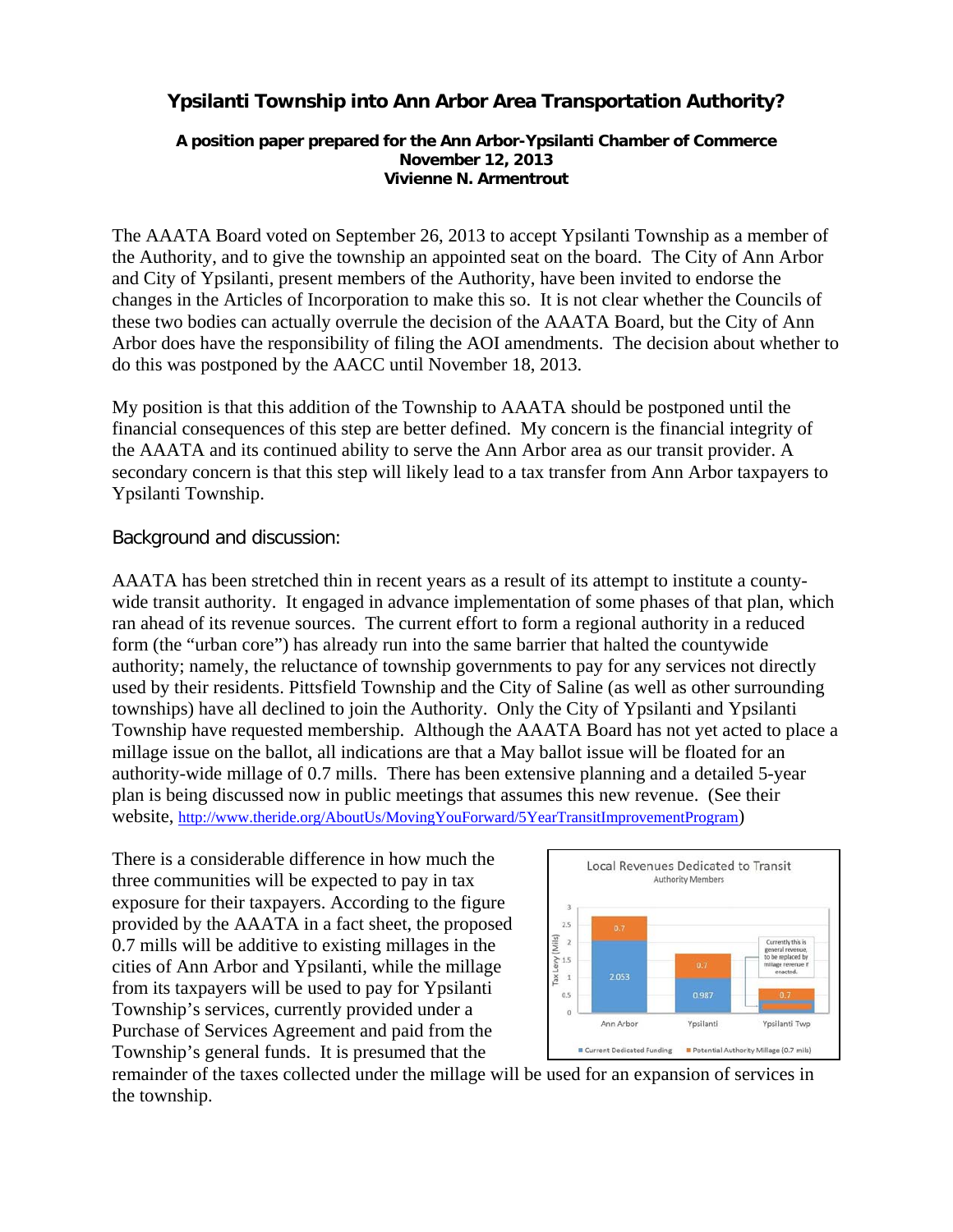# Ypsilanti Township into Ann Arbor Area Transportation Authority?

**A position paper prepared for the Ann Arbor-Ypsilanti Chamber of Commerce**
**November 12, 2013**
**Vivienne N. Armentrout**

The AAATA Board voted on September 26, 2013 to accept Ypsilanti Township as a member of the Authority, and to give the township an appointed seat on the board. The City of Ann Arbor and City of Ypsilanti, present members of the Authority, have been invited to endorse the changes in the Articles of Incorporation to make this so. It is not clear whether the Councils of these two bodies can actually overrule the decision of the AAATA Board, but the City of Ann Arbor does have the responsibility of filing the AOI amendments. The decision about whether to do this was postponed by the AACC until November 18, 2013.

My position is that this addition of the Township to AAATA should be postponed until the financial consequences of this step are better defined. My concern is the financial integrity of the AAATA and its continued ability to serve the Ann Arbor area as our transit provider. A secondary concern is that this step will likely lead to a tax transfer from Ann Arbor taxpayers to Ypsilanti Township.

## Background and discussion:

AAATA has been stretched thin in recent years as a result of its attempt to institute a county-wide transit authority. It engaged in advance implementation of some phases of that plan, which ran ahead of its revenue sources. The current effort to form a regional authority in a reduced form (the "urban core") has already run into the same barrier that halted the countywide authority; namely, the reluctance of township governments to pay for any services not directly used by their residents. Pittsfield Township and the City of Saline (as well as other surrounding townships) have all declined to join the Authority. Only the City of Ypsilanti and Ypsilanti Township have requested membership. Although the AAATA Board has not yet acted to place a millage issue on the ballot, all indications are that a May ballot issue will be floated for an authority-wide millage of 0.7 mills. There has been extensive planning and a detailed 5-year plan is being discussed now in public meetings that assumes this new revenue. (See their website, http://www.theride.org/AboutUs/MovingYouForward/5YearTransitImprovementProgram)

There is a considerable difference in how much the three communities will be expected to pay in tax exposure for their taxpayers. According to the figure provided by the AAATA in a fact sheet, the proposed 0.7 mills will be additive to existing millages in the cities of Ann Arbor and Ypsilanti, while the millage from its taxpayers will be used to pay for Ypsilanti Township's services, currently provided under a Purchase of Services Agreement and paid from the Township's general funds. It is presumed that the remainder of the taxes collected under the millage will be used for an expansion of services in the township.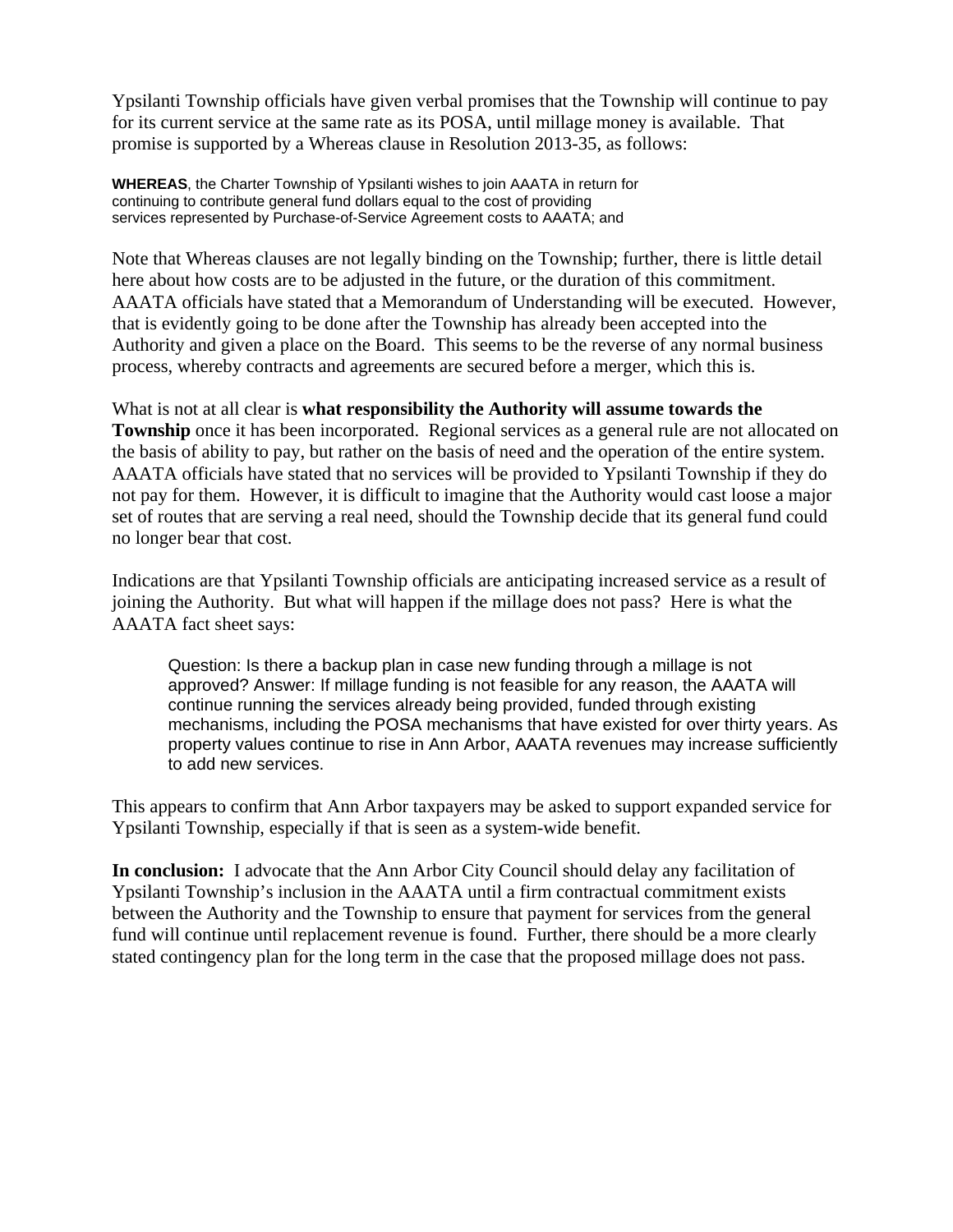Ypsilanti Township officials have given verbal promises that the Township will continue to pay for its current service at the same rate as its POSA, until millage money is available. That promise is supported by a Whereas clause in Resolution 2013-35, as follows:

> **WHEREAS**, the Charter Township of Ypsilanti wishes to join AAATA in return for continuing to contribute general fund dollars equal to the cost of providing services represented by Purchase-of-Service Agreement costs to AAATA; and

Note that Whereas clauses are not legally binding on the Township; further, there is little detail here about how costs are to be adjusted in the future, or the duration of this commitment. AAATA officials have stated that a Memorandum of Understanding will be executed. However, that is evidently going to be done after the Township has already been accepted into the Authority and given a place on the Board. This seems to be the reverse of any normal business process, whereby contracts and agreements are secured before a merger, which this is.

What is not at all clear is **what responsibility the Authority will assume towards the Township** once it has been incorporated. Regional services as a general rule are not allocated on the basis of ability to pay, but rather on the basis of need and the operation of the entire system. AAATA officials have stated that no services will be provided to Ypsilanti Township if they do not pay for them. However, it is difficult to imagine that the Authority would cast loose a major set of routes that are serving a real need, should the Township decide that its general fund could no longer bear that cost.

Indications are that Ypsilanti Township officials are anticipating increased service as a result of joining the Authority. But what will happen if the millage does not pass? Here is what the AAATA fact sheet says:

> Question: Is there a backup plan in case new funding through a millage is not approved? Answer: If millage funding is not feasible for any reason, the AAATA will continue running the services already being provided, funded through existing mechanisms, including the POSA mechanisms that have existed for over thirty years. As property values continue to rise in Ann Arbor, AAATA revenues may increase sufficiently to add new services.

This appears to confirm that Ann Arbor taxpayers may be asked to support expanded service for Ypsilanti Township, especially if that is seen as a system-wide benefit.

**In conclusion:** I advocate that the Ann Arbor City Council should delay any facilitation of Ypsilanti Township's inclusion in the AAATA until a firm contractual commitment exists between the Authority and the Township to ensure that payment for services from the general fund will continue until replacement revenue is found. Further, there should be a more clearly stated contingency plan for the long term in the case that the proposed millage does not pass.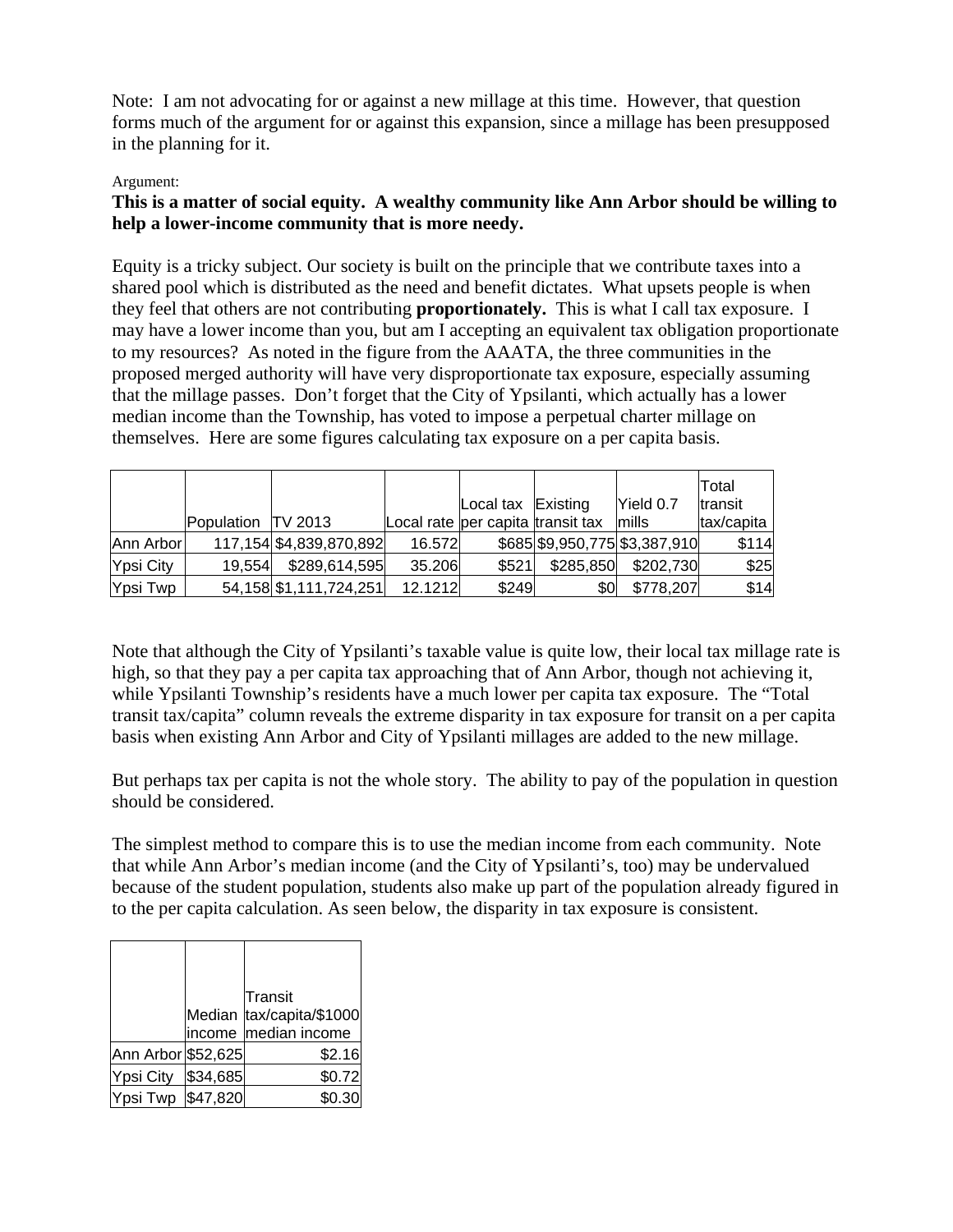Note: I am not advocating for or against a new millage at this time. However, that question forms much of the argument for or against this expansion, since a millage has been presupposed in the planning for it.

Argument:

**This is a matter of social equity. A wealthy community like Ann Arbor should be willing to help a lower-income community that is more needy.**

Equity is a tricky subject. Our society is built on the principle that we contribute taxes into a shared pool which is distributed as the need and benefit dictates. What upsets people is when they feel that others are not contributing **proportionately.** This is what I call tax exposure. I may have a lower income than you, but am I accepting an equivalent tax obligation proportionate to my resources? As noted in the figure from the AAATA, the three communities in the proposed merged authority will have very disproportionate tax exposure, especially assuming that the millage passes. Don't forget that the City of Ypsilanti, which actually has a lower median income than the Township, has voted to impose a perpetual charter millage on themselves. Here are some figures calculating tax exposure on a per capita basis.

| | Population | TV 2013 | Local rate | Local tax per capita | Existing transit tax | Yield 0.7 mills | Total transit tax/capita |
|---|---|---|---|---|---|---|---|
| Ann Arbor | 117,154 | $4,839,870,892 | 16.572 | $685 | $9,950,775 | $3,387,910 | $114 |
| Ypsi City | 19,554 | $289,614,595 | 35.206 | $521 | $285,850 | $202,730 | $25 |
| Ypsi Twp | 54,158 | $1,111,724,251 | 12.1212 | $249 | $0 | $778,207 | $14 |

Note that although the City of Ypsilanti's taxable value is quite low, their local tax millage rate is high, so that they pay a per capita tax approaching that of Ann Arbor, though not achieving it, while Ypsilanti Township's residents have a much lower per capita tax exposure. The "Total transit tax/capita" column reveals the extreme disparity in tax exposure for transit on a per capita basis when existing Ann Arbor and City of Ypsilanti millages are added to the new millage.

But perhaps tax per capita is not the whole story. The ability to pay of the population in question should be considered.

The simplest method to compare this is to use the median income from each community. Note that while Ann Arbor's median income (and the City of Ypsilanti's, too) may be undervalued because of the student population, students also make up part of the population already figured in to the per capita calculation. As seen below, the disparity in tax exposure is consistent.

| | Median income | Transit tax/capita/$1000 median income |
|---|---|---|
| Ann Arbor | $52,625 | $2.16 |
| Ypsi City | $34,685 | $0.72 |
| Ypsi Twp | $47,820 | $0.30 |